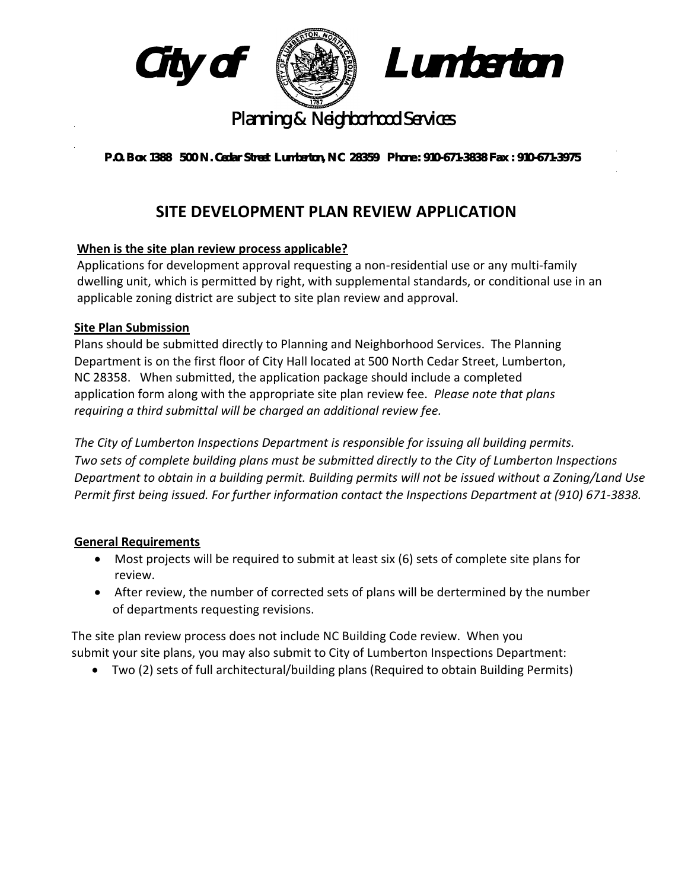# City of Lumberton

Planning & Neighborhood Services

**P.O. Box 1388 500 N. Cedar Street Lumberton, NC 28359 Phone: 910-671-3838 Fax : 910-671-3975**

## SITE DEVELOPMENT PLAN REVIEW APPLICATION

**When is the site plan review process applicable?**

Applications for development approval requesting a non-residential use or any multi-family dwelling unit, which is permitted by right, with supplemental standards, or conditional use in an applicable zoning district are subject to site plan review and approval.

**Site Plan Submission**

Plans should be submitted directly to Planning and Neighborhood Services. The Planning Department is on the first floor of City Hall located at 500 North Cedar Street, Lumberton, NC 28358. When submitted, the application package should include a completed application form along with the appropriate site plan review fee. *Please note that plans requiring a third submittal will be charged an additional review fee.*

*The City of Lumberton Inspections Department is responsible for issuing all building permits. Two sets of complete building plans must be submitted directly to the City of Lumberton Inspections Department to obtain in a building permit. Building permits will not be issued without a Zoning/Land Use Permit first being issued. For further information contact the Inspections Department at (910) 671-3838.*

**General Requirements**

- Most projects will be required to submit at least six (6) sets of complete site plans for review.
- After review, the number of corrected sets of plans will be dertermined by the number of departments requesting revisions.

The site plan review process does not include NC Building Code review. When you submit your site plans, you may also submit to City of Lumberton Inspections Department:

- Two (2) sets of full architectural/building plans (Required to obtain Building Permits)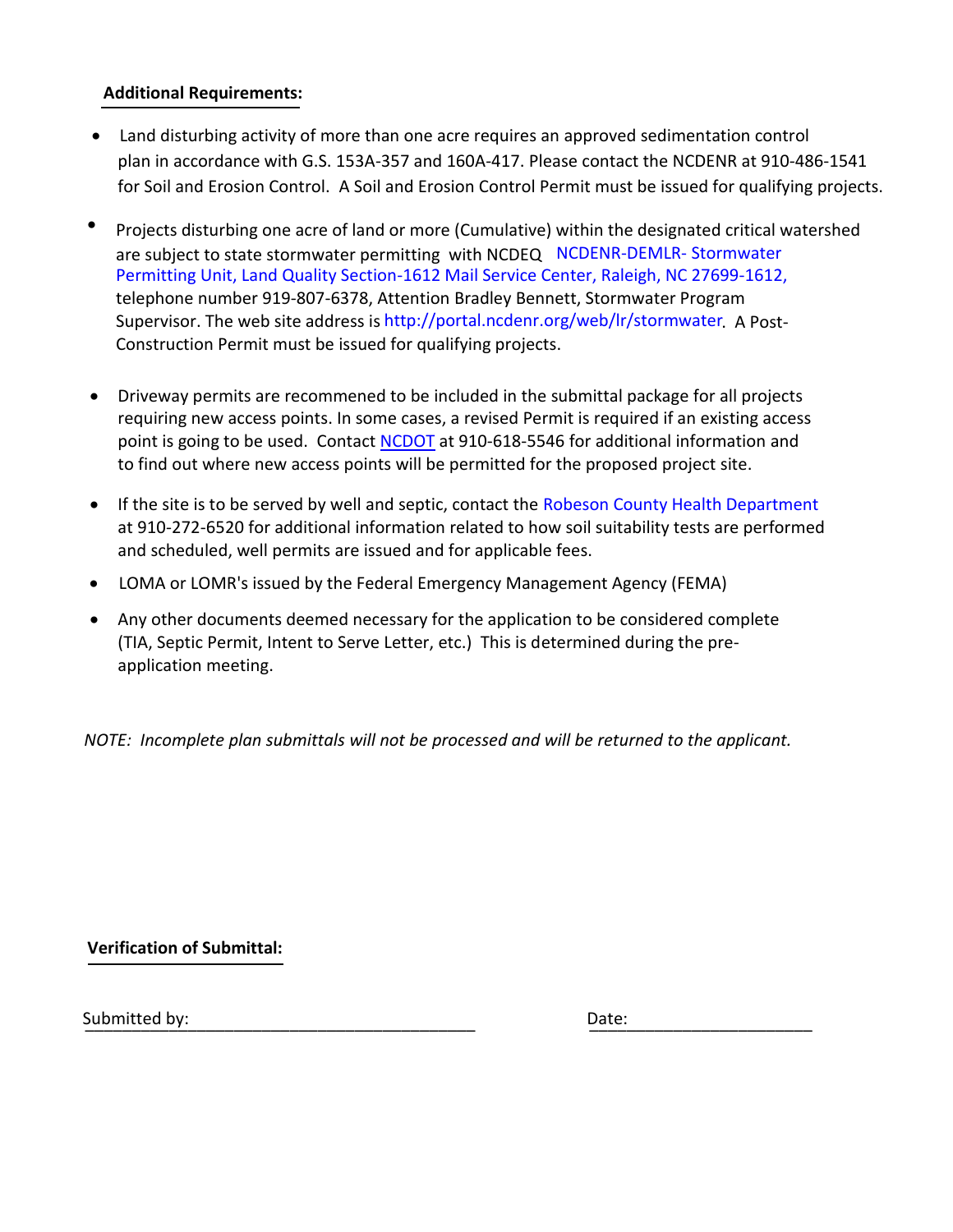**Additional Requirements:**

- Land disturbing activity of more than one acre requires an approved sedimentation control plan in accordance with G.S. 153A-357 and 160A-417. Please contact the NCDENR at 910-486-1541 for Soil and Erosion Control. A Soil and Erosion Control Permit must be issued for qualifying projects.
- Projects disturbing one acre of land or more (Cumulative) within the designated critical watershed are subject to state stormwater permitting with NCDEQ NCDENR-DEMLR- Stormwater Permitting Unit, Land Quality Section-1612 Mail Service Center, Raleigh, NC 27699-1612, telephone number 919-807-6378, Attention Bradley Bennett, Stormwater Program Supervisor. The web site address is http://portal.ncdenr.org/web/lr/stormwater. A Post-Construction Permit must be issued for qualifying projects.
- Driveway permits are recommened to be included in the submittal package for all projects requiring new access points. In some cases, a revised Permit is required if an existing access point is going to be used. Contact NCDOT at 910-618-5546 for additional information and to find out where new access points will be permitted for the proposed project site.
- If the site is to be served by well and septic, contact the Robeson County Health Department at 910-272-6520 for additional information related to how soil suitability tests are performed and scheduled, well permits are issued and for applicable fees.
- LOMA or LOMR's issued by the Federal Emergency Management Agency (FEMA)
- Any other documents deemed necessary for the application to be considered complete (TIA, Septic Permit, Intent to Serve Letter, etc.) This is determined during the pre-application meeting.

*NOTE: Incomplete plan submittals will not be processed and will be returned to the applicant.*

**Verification of Submittal:**

Submitted by: ______________________________ Date: ____________________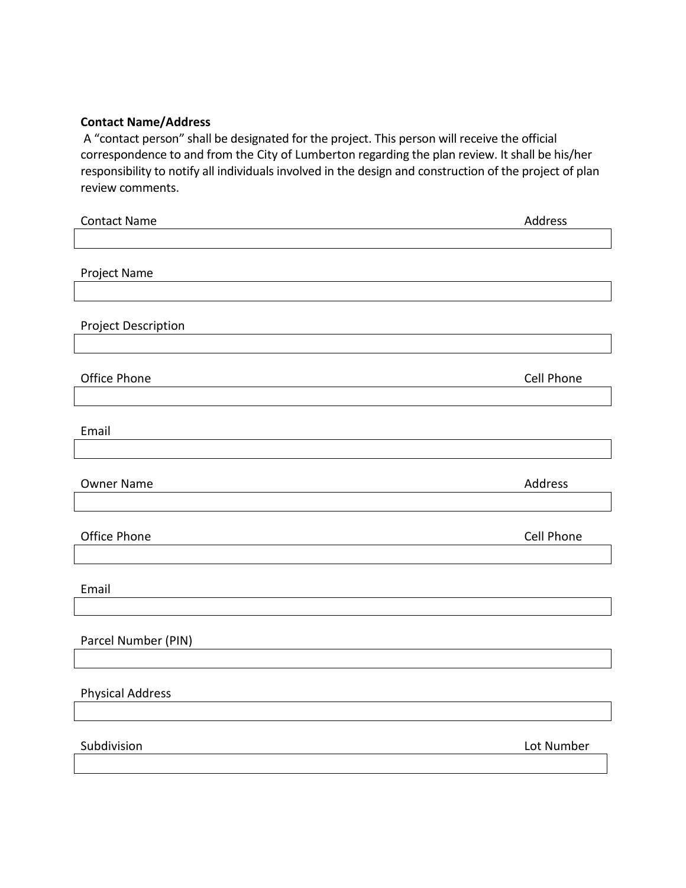**Contact Name/Address**

A "contact person" shall be designated for the project. This person will receive the official correspondence to and from the City of Lumberton regarding the plan review. It shall be his/her responsibility to notify all individuals involved in the design and construction of the project of plan review comments.

Contact Name Address

Project Name

Project Description

Office Phone Cell Phone

Email

Owner Name Address

Office Phone Cell Phone

Email

Parcel Number (PIN)

Physical Address

Subdivision Lot Number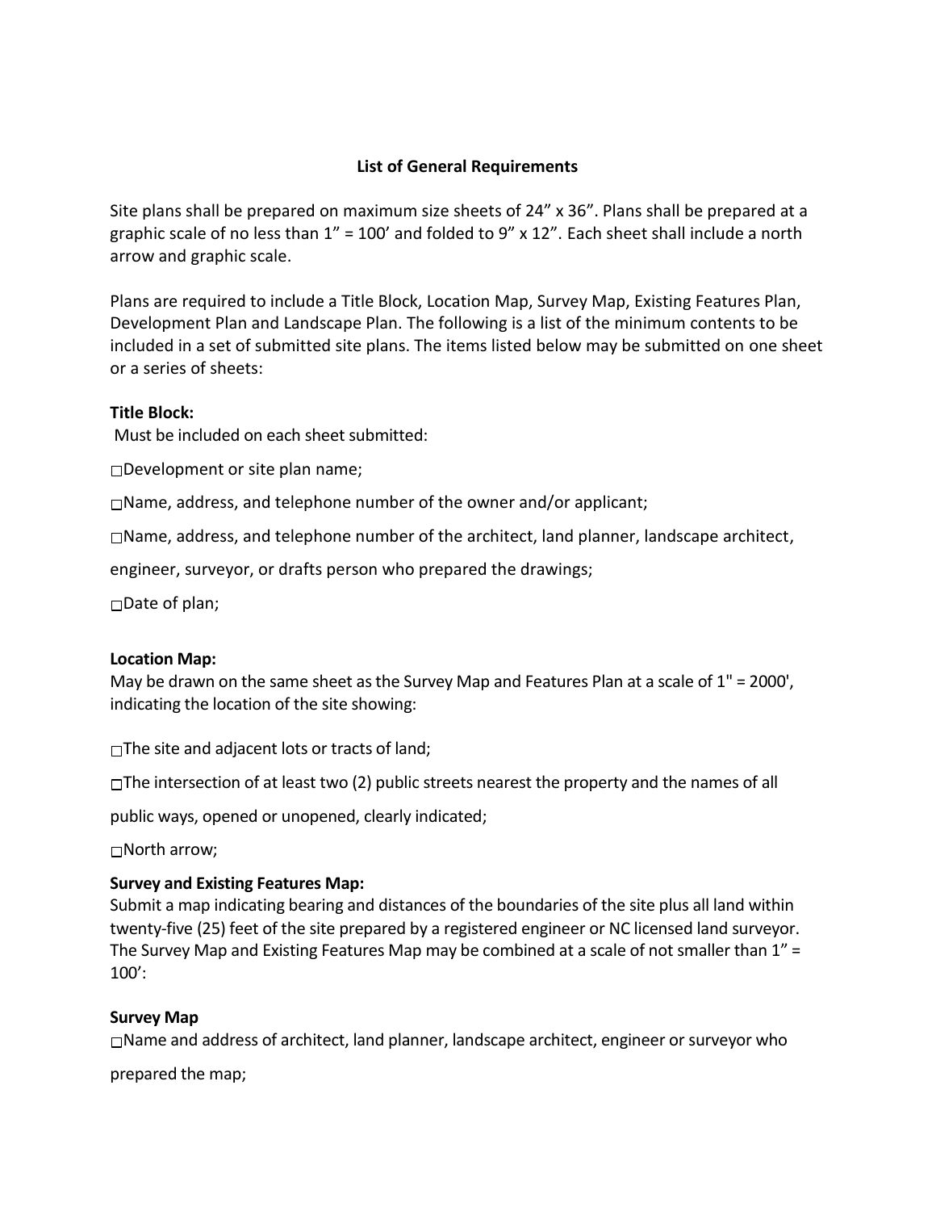## List of General Requirements

Site plans shall be prepared on maximum size sheets of 24" x 36". Plans shall be prepared at a graphic scale of no less than 1" = 100' and folded to 9" x 12". Each sheet shall include a north arrow and graphic scale.

Plans are required to include a Title Block, Location Map, Survey Map, Existing Features Plan, Development Plan and Landscape Plan. The following is a list of the minimum contents to be included in a set of submitted site plans. The items listed below may be submitted on one sheet or a series of sheets:

**Title Block:**
Must be included on each sheet submitted:

☐Development or site plan name;

☐Name, address, and telephone number of the owner and/or applicant;

☐Name, address, and telephone number of the architect, land planner, landscape architect, engineer, surveyor, or drafts person who prepared the drawings;

☐Date of plan;

**Location Map:**
May be drawn on the same sheet as the Survey Map and Features Plan at a scale of 1" = 2000', indicating the location of the site showing:

☐The site and adjacent lots or tracts of land;

☐The intersection of at least two (2) public streets nearest the property and the names of all public ways, opened or unopened, clearly indicated;

☐North arrow;

**Survey and Existing Features Map:**
Submit a map indicating bearing and distances of the boundaries of the site plus all land within twenty-five (25) feet of the site prepared by a registered engineer or NC licensed land surveyor. The Survey Map and Existing Features Map may be combined at a scale of not smaller than 1" = 100':

**Survey Map**

☐Name and address of architect, land planner, landscape architect, engineer or surveyor who prepared the map;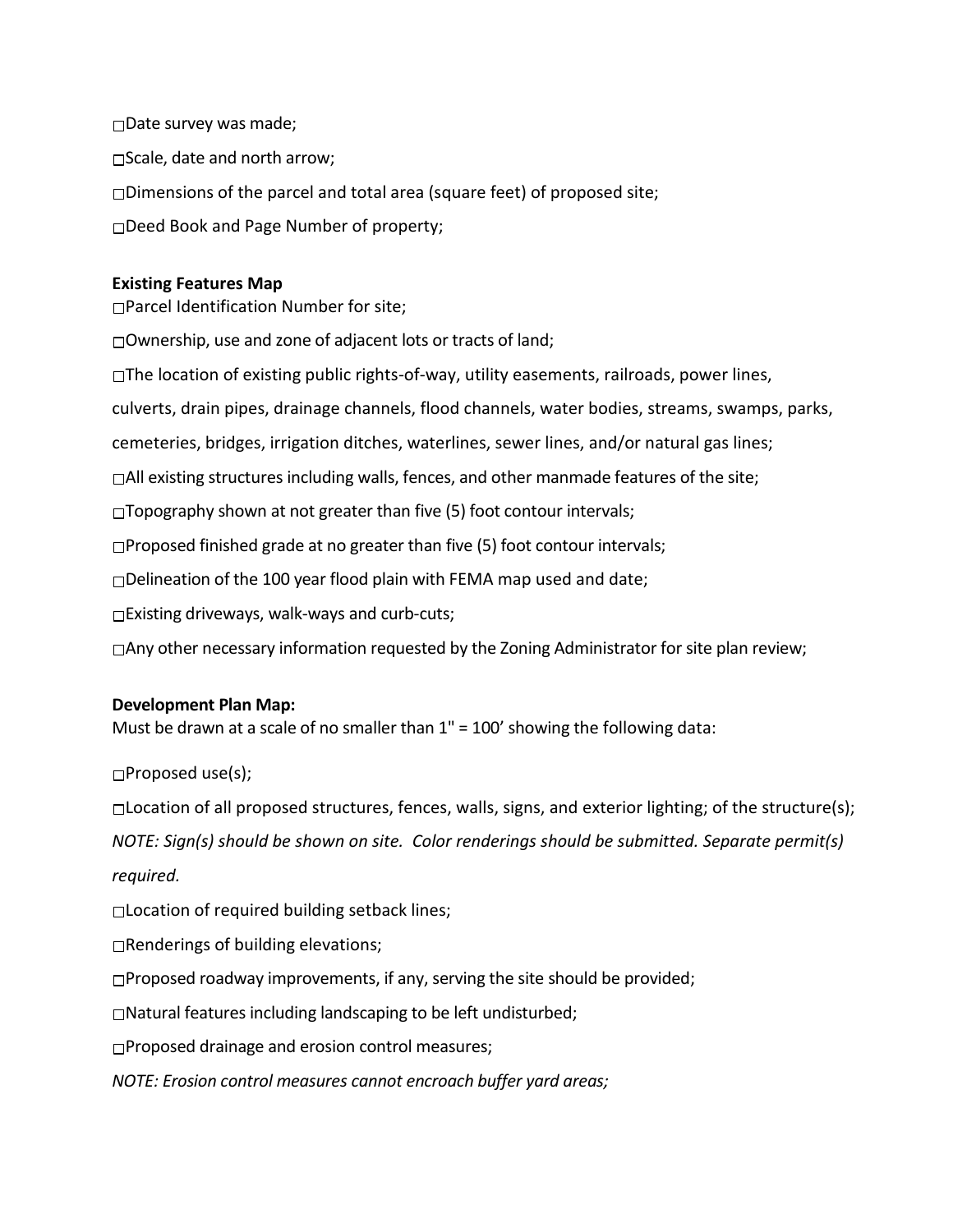☐Date survey was made;

☐Scale, date and north arrow;

☐Dimensions of the parcel and total area (square feet) of proposed site;

☐Deed Book and Page Number of property;

**Existing Features Map**

☐Parcel Identification Number for site;

☐Ownership, use and zone of adjacent lots or tracts of land;

☐The location of existing public rights-of-way, utility easements, railroads, power lines, culverts, drain pipes, drainage channels, flood channels, water bodies, streams, swamps, parks, cemeteries, bridges, irrigation ditches, waterlines, sewer lines, and/or natural gas lines;

☐All existing structures including walls, fences, and other manmade features of the site;

☐Topography shown at not greater than five (5) foot contour intervals;

☐Proposed finished grade at no greater than five (5) foot contour intervals;

☐Delineation of the 100 year flood plain with FEMA map used and date;

☐Existing driveways, walk-ways and curb-cuts;

☐Any other necessary information requested by the Zoning Administrator for site plan review;

**Development Plan Map:**

Must be drawn at a scale of no smaller than 1" = 100' showing the following data:

☐Proposed use(s);

☐Location of all proposed structures, fences, walls, signs, and exterior lighting; of the structure(s);

*NOTE: Sign(s) should be shown on site. Color renderings should be submitted. Separate permit(s) required.*

☐Location of required building setback lines;

☐Renderings of building elevations;

☐Proposed roadway improvements, if any, serving the site should be provided;

☐Natural features including landscaping to be left undisturbed;

☐Proposed drainage and erosion control measures;

*NOTE: Erosion control measures cannot encroach buffer yard areas;*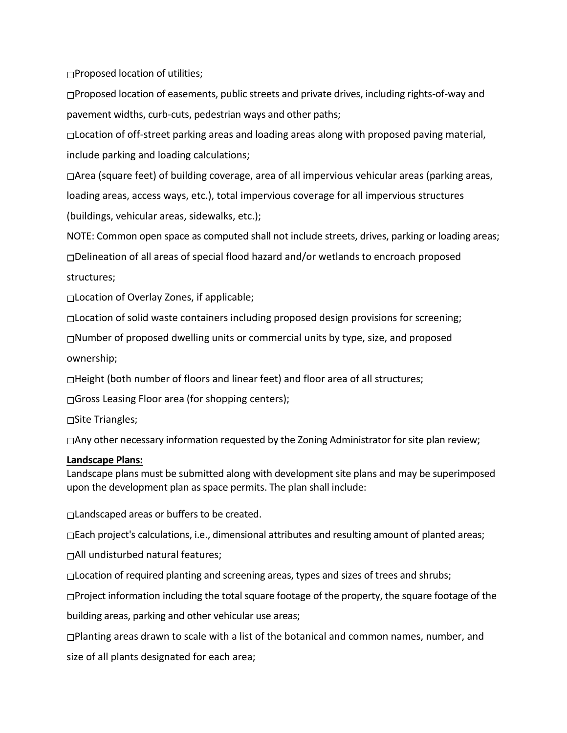☐Proposed location of utilities;

☐Proposed location of easements, public streets and private drives, including rights-of-way and pavement widths, curb-cuts, pedestrian ways and other paths;

☐Location of off-street parking areas and loading areas along with proposed paving material, include parking and loading calculations;

☐Area (square feet) of building coverage, area of all impervious vehicular areas (parking areas, loading areas, access ways, etc.), total impervious coverage for all impervious structures (buildings, vehicular areas, sidewalks, etc.);

NOTE: Common open space as computed shall not include streets, drives, parking or loading areas;

☐Delineation of all areas of special flood hazard and/or wetlands to encroach proposed structures;

☐Location of Overlay Zones, if applicable;

☐Location of solid waste containers including proposed design provisions for screening;

☐Number of proposed dwelling units or commercial units by type, size, and proposed ownership;

☐Height (both number of floors and linear feet) and floor area of all structures;

☐Gross Leasing Floor area (for shopping centers);

☐Site Triangles;

☐Any other necessary information requested by the Zoning Administrator for site plan review;

**Landscape Plans:**

Landscape plans must be submitted along with development site plans and may be superimposed upon the development plan as space permits. The plan shall include:

☐Landscaped areas or buffers to be created.

☐Each project's calculations, i.e., dimensional attributes and resulting amount of planted areas;

☐All undisturbed natural features;

☐Location of required planting and screening areas, types and sizes of trees and shrubs;

☐Project information including the total square footage of the property, the square footage of the building areas, parking and other vehicular use areas;

☐Planting areas drawn to scale with a list of the botanical and common names, number, and size of all plants designated for each area;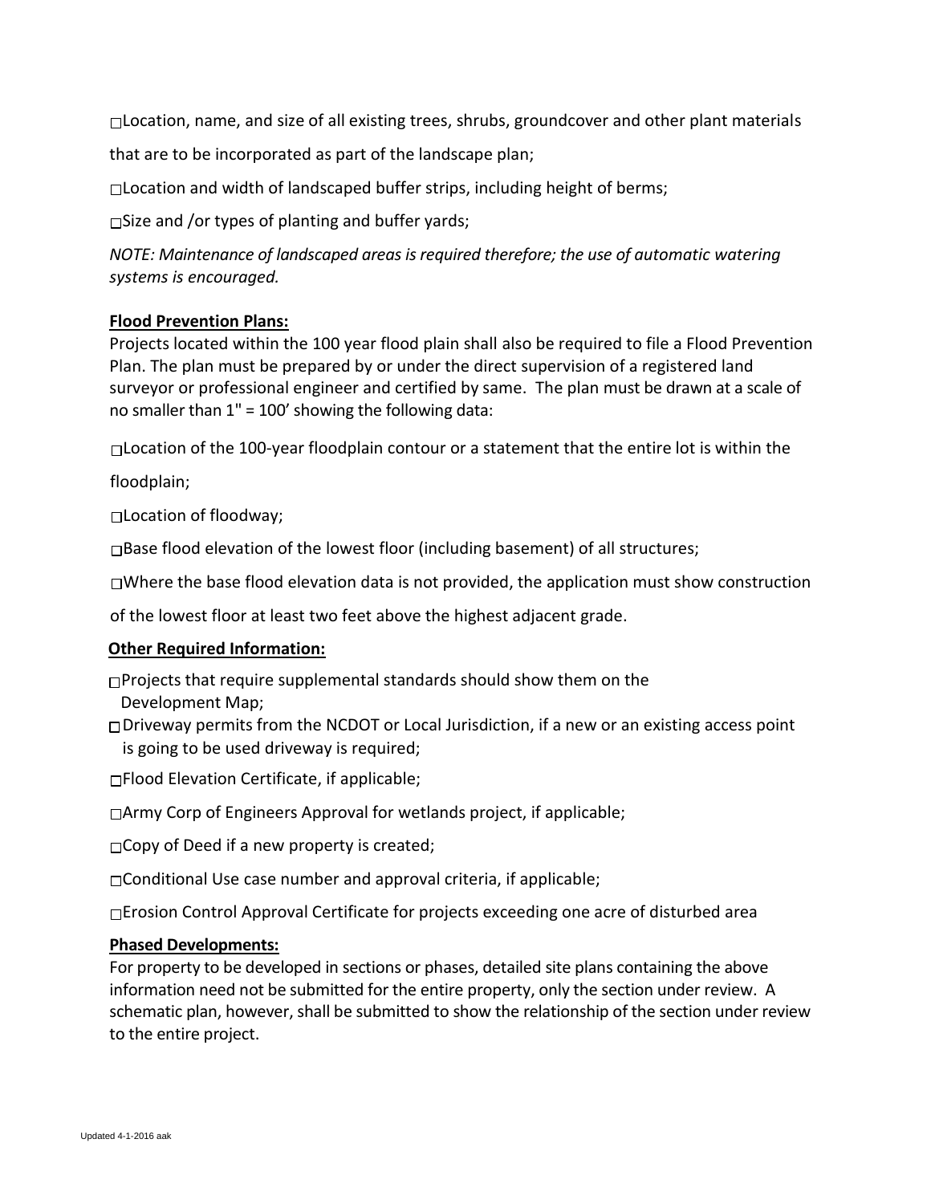- ☐Location, name, and size of all existing trees, shrubs, groundcover and other plant materials that are to be incorporated as part of the landscape plan;
- ☐Location and width of landscaped buffer strips, including height of berms;
- ☐Size and /or types of planting and buffer yards;

*NOTE: Maintenance of landscaped areas is required therefore; the use of automatic watering systems is encouraged.*

**Flood Prevention Plans:**

Projects located within the 100 year flood plain shall also be required to file a Flood Prevention Plan. The plan must be prepared by or under the direct supervision of a registered land surveyor or professional engineer and certified by same. The plan must be drawn at a scale of no smaller than 1" = 100' showing the following data:

- ☐Location of the 100-year floodplain contour or a statement that the entire lot is within the floodplain;
- ☐Location of floodway;
- ☐Base flood elevation of the lowest floor (including basement) of all structures;
- ☐Where the base flood elevation data is not provided, the application must show construction of the lowest floor at least two feet above the highest adjacent grade.

**Other Required Information:**

- ☐Projects that require supplemental standards should show them on the Development Map;
- ☐Driveway permits from the NCDOT or Local Jurisdiction, if a new or an existing access point is going to be used driveway is required;
- ☐Flood Elevation Certificate, if applicable;
- ☐Army Corp of Engineers Approval for wetlands project, if applicable;
- ☐Copy of Deed if a new property is created;
- ☐Conditional Use case number and approval criteria, if applicable;
- ☐Erosion Control Approval Certificate for projects exceeding one acre of disturbed area

**Phased Developments:**

For property to be developed in sections or phases, detailed site plans containing the above information need not be submitted for the entire property, only the section under review. A schematic plan, however, shall be submitted to show the relationship of the section under review to the entire project.

Updated 4-1-2016 aak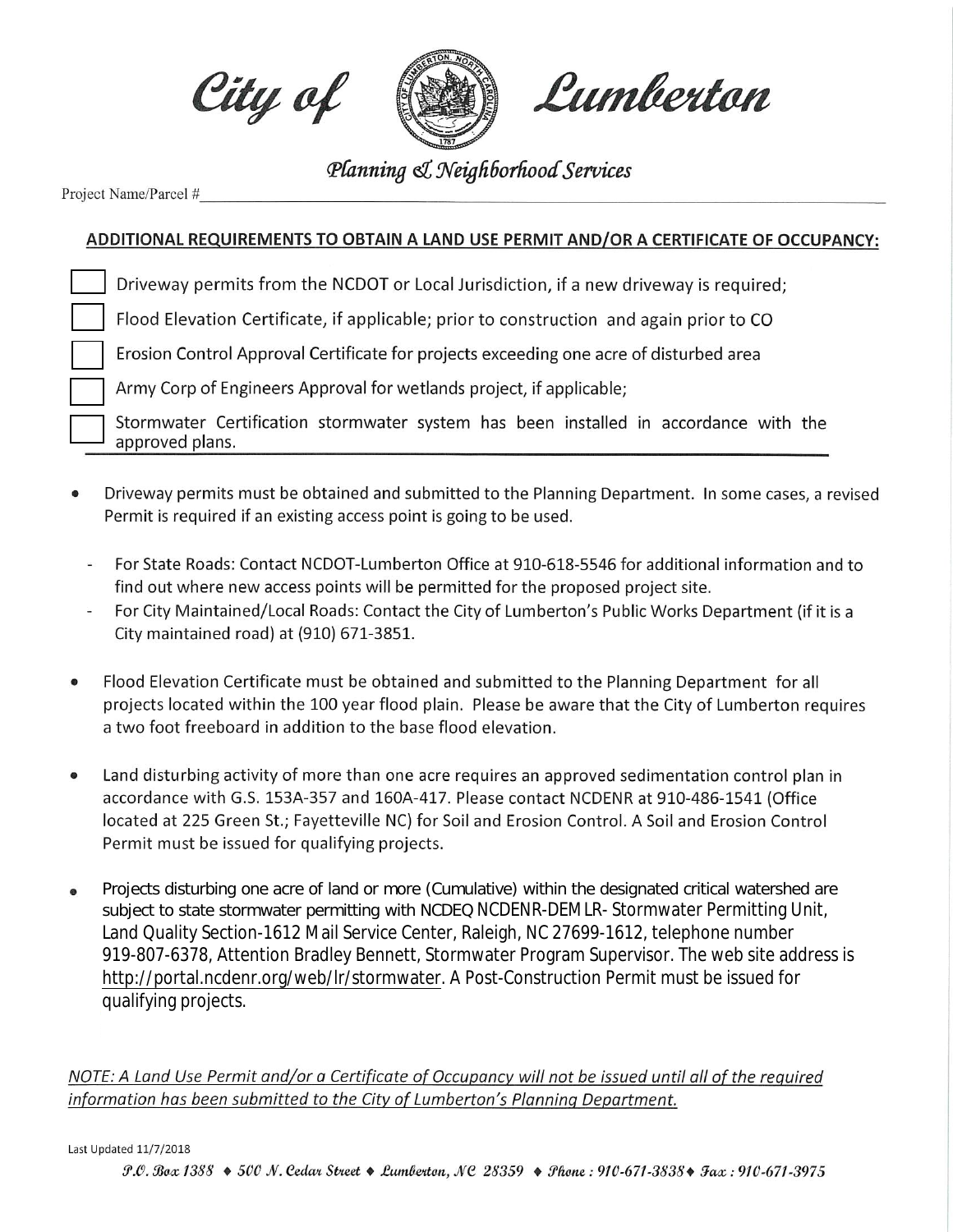City of Lumberton

*Planning & Neighborhood Services*

Project Name/Parcel #\_\_\_\_\_\_\_\_\_\_\_\_\_\_\_\_\_\_\_\_\_\_\_\_\_\_\_\_\_\_\_\_\_\_\_\_\_\_\_\_

**ADDITIONAL REQUIREMENTS TO OBTAIN A LAND USE PERMIT AND/OR A CERTIFICATE OF OCCUPANCY:**

- [ ] Driveway permits from the NCDOT or Local Jurisdiction, if a new driveway is required;
- [ ] Flood Elevation Certificate, if applicable; prior to construction and again prior to CO
- [ ] Erosion Control Approval Certificate for projects exceeding one acre of disturbed area
- [ ] Army Corp of Engineers Approval for wetlands project, if applicable;
- [ ] Stormwater Certification stormwater system has been installed in accordance with the approved plans.

- Driveway permits must be obtained and submitted to the Planning Department. In some cases, a revised Permit is required if an existing access point is going to be used.
  - For State Roads: Contact NCDOT-Lumberton Office at 910-618-5546 for additional information and to find out where new access points will be permitted for the proposed project site.
  - For City Maintained/Local Roads: Contact the City of Lumberton's Public Works Department (if it is a City maintained road) at (910) 671-3851.

- Flood Elevation Certificate must be obtained and submitted to the Planning Department for all projects located within the 100 year flood plain. Please be aware that the City of Lumberton requires a two foot freeboard in addition to the base flood elevation.

- Land disturbing activity of more than one acre requires an approved sedimentation control plan in accordance with G.S. 153A-357 and 160A-417. Please contact NCDENR at 910-486-1541 (Office located at 225 Green St.; Fayetteville NC) for Soil and Erosion Control. A Soil and Erosion Control Permit must be issued for qualifying projects.

- Projects disturbing one acre of land or more (Cumulative) within the designated critical watershed are subject to state stormwater permitting with NCDEQ NCDENR-DEMLR- Stormwater Permitting Unit, Land Quality Section-1612 Mail Service Center, Raleigh, NC 27699-1612, telephone number 919-807-6378, Attention Bradley Bennett, Stormwater Program Supervisor. The web site address is http://portal.ncdenr.org/web/lr/stormwater. A Post-Construction Permit must be issued for qualifying projects.

*NOTE: A Land Use Permit and/or a Certificate of Occupancy will not be issued until all of the required information has been submitted to the City of Lumberton's Planning Department.*

Last Updated 11/7/2018

P.O. Box 1388 ♦ 500 N. Cedar Street ♦ Lumberton, NC 28359 ♦ Phone : 910-671-3838 ♦ Fax : 910-671-3975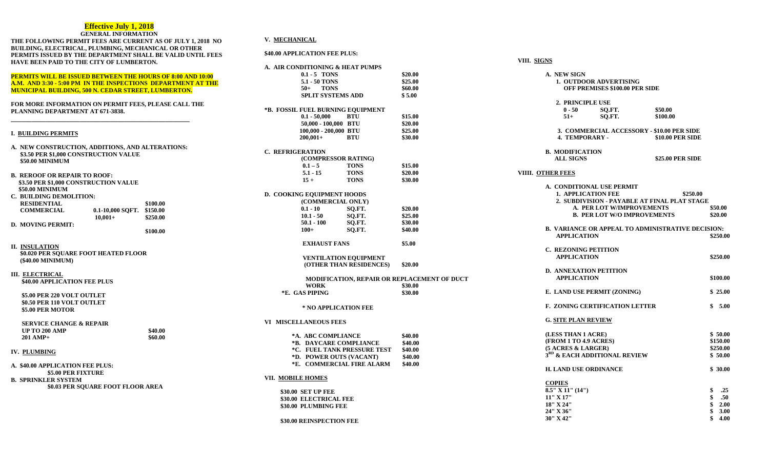**Effective July 1, 2018**

**GENERAL INFORMATION**

**THE FOLLOWING PERMIT FEES ARE CURRENT AS OF JULY 1, 2018 NO BUILDING, ELECTRICAL, PLUMBING, MECHANICAL OR OTHER PERMITS ISSUED BY THE DEPARTMENT SHALL BE VALID UNTIL FEES HAVE BEEN PAID TO THE CITY OF LUMBERTON.**

**PERMITS WILL BE ISSUED BETWEEN THE HOURS OF 8:00 AND 10:00 A.M. AND 3:30 - 5:00 PM IN THE INSPECTIONS DEPARTMENT AT THE MUNICIPAL BUILDING, 500 N. CEDAR STREET, LUMBERTON.**

**FOR MORE INFORMATION ON PERMIT FEES, PLEASE CALL THE PLANNING DEPARTMENT AT 671-3838.**

## I. BUILDING PERMITS

**A. NEW CONSTRUCTION, ADDITIONS, AND ALTERATIONS:**
**$3.50 PER $1,000 CONSTRUCTION VALUE**
**$50.00 MINIMUM**

**B. REROOF OR REPAIR TO ROOF:**
**$3.50 PER $1,000 CONSTRUCTION VALUE**
**$50.00 MINIMUM**

**C. BUILDING DEMOLITION:**

| | | |
|---|---|---|
| RESIDENTIAL | | $100.00 |
| COMMERCIAL | 0.1-10,000 SQFT. | $150.00 |
| | 10,001+ | $250.00 |

**D. MOVING PERMIT:** **$100.00**

## II. INSULATION

**$0.020 PER SQUARE FOOT HEATED FLOOR**
**($40.00 MINIMUM)**

## III. ELECTRICAL

**$40.00 APPLICATION FEE PLUS**

**$5.00 PER 220 VOLT OUTLET**
**$0.50 PER 110 VOLT OUTLET**
**$5.00 PER MOTOR**

**SERVICE CHANGE & REPAIR**

| | |
|---|---|
| UP TO 200 AMP | $40.00 |
| 201 AMP+ | $60.00 |

## IV. PLUMBING

**A. $40.00 APPLICATION FEE PLUS:**
**$5.00 PER FIXTURE**

**B. SPRINKLER SYSTEM**
**$0.03 PER SQUARE FOOT FLOOR AREA**

## V. MECHANICAL

**$40.00 APPLICATION FEE PLUS:**

**A. AIR CONDITIONING & HEAT PUMPS**

| | |
|---|---|
| 0.1 - 5 TONS | $20.00 |
| 5.1 - 50 TONS | $25.00 |
| 50+ TONS | $60.00 |
| SPLIT SYSTEMS ADD | $ 5.00 |

***B. FOSSIL FUEL BURNING EQUIPMENT**

| | | |
|---|---|---|
| 0.1 - 50,000 | BTU | $15.00 |
| 50,000 - 100,000 | BTU | $20.00 |
| 100,000 - 200,000 | BTU | $25.00 |
| 200,001+ | BTU | $30.00 |

**C. REFRIGERATION**
**(COMPRESSOR RATING)**

| | | |
|---|---|---|
| 0.1 – 5 | TONS | $15.00 |
| 5.1 - 15 | TONS | $20.00 |
| 15 + | TONS | $30.00 |

**D. COOKING EQUIPMENT HOODS**
**(COMMERCIAL ONLY)**

| | | |
|---|---|---|
| 0.1 - 10 | SQ.FT. | $20.00 |
| 10.1 - 50 | SQ.FT. | $25.00 |
| 50.1 - 100 | SQ.FT. | $30.00 |
| 100+ | SQ.FT. | $40.00 |

**EXHAUST FANS** **$5.00**

**VENTILATION EQUIPMENT (OTHER THAN RESIDENCES)** **$20.00**

**MODIFICATION, REPAIR OR REPLACEMENT OF DUCT WORK** **$30.00**

***E. GAS PIPING** **$30.00**

*** NO APPLICATION FEE**

## VI MISCELLANEOUS FEES

| | |
|---|---|
| *A. ABC COMPLIANCE | $40.00 |
| *B. DAYCARE COMPLIANCE | $40.00 |
| *C. FUEL TANK PRESSURE TEST | $40.00 |
| *D. POWER OUTS (VACANT) | $40.00 |
| *E. COMMERCIAL FIRE ALARM | $40.00 |

## VII. MOBILE HOMES

**$30.00 SET UP FEE**
**$30.00 ELECTRICAL FEE**
**$30.00 PLUMBING FEE**

**$30.00 REINSPECTION FEE**

## VIII. SIGNS

**A. NEW SIGN**

**1. OUTDOOR ADVERTISING**
**OFF PREMISES $100.00 PER SIDE**

**2. PRINCIPLE USE**

| | | |
|---|---|---|
| 0 - 50 | SQ.FT. | $50.00 |
| 51+ | SQ.FT. | $100.00 |

**3. COMMERCIAL ACCESSORY - $10.00 PER SIDE**
**4. TEMPORARY - $10.00 PER SIDE**

**B. MODIFICATION**
**ALL SIGNS** **$25.00 PER SIDE**

## VIIII. OTHER FEES

**A. CONDITIONAL USE PERMIT**

**1. APPLICATION FEE** **$250.00**
**2. SUBDIVISION - PAYABLE AT FINAL PLAT STAGE**

| | |
|---|---|
| A. PER LOT W/IMPROVEMENTS | $50.00 |
| B. PER LOT W/O IMPROVEMENTS | $20.00 |

| | |
|---|---|
| **B. VARIANCE OR APPEAL TO ADMINISTRATIVE DECISION: APPLICATION** | $250.00 |
| **C. REZONING PETITION APPLICATION** | $250.00 |
| **D. ANNEXATION PETITION APPLICATION** | $100.00 |
| **E. LAND USE PERMIT (ZONING)** | $ 25.00 |
| **F. ZONING CERTIFICATION LETTER** | $ 5.00 |

**G. SITE PLAN REVIEW**

| | |
|---|---|
| (LESS THAN 1 ACRE) | $ 50.00 |
| (FROM 1 TO 4.9 ACRES) | $150.00 |
| (5 ACRES & LARGER) | $250.00 |
| 3RD & EACH ADDITIONAL REVIEW | $ 50.00 |

**H. LAND USE ORDINANCE** **$ 30.00**

**COPIES**

| | |
|---|---|
| 8.5" X 11" (14") | $ .25 |
| 11" X 17" | $ .50 |
| 18" X 24" | $ 2.00 |
| 24" X 36" | $ 3.00 |
| 30" X 42" | $ 4.00 |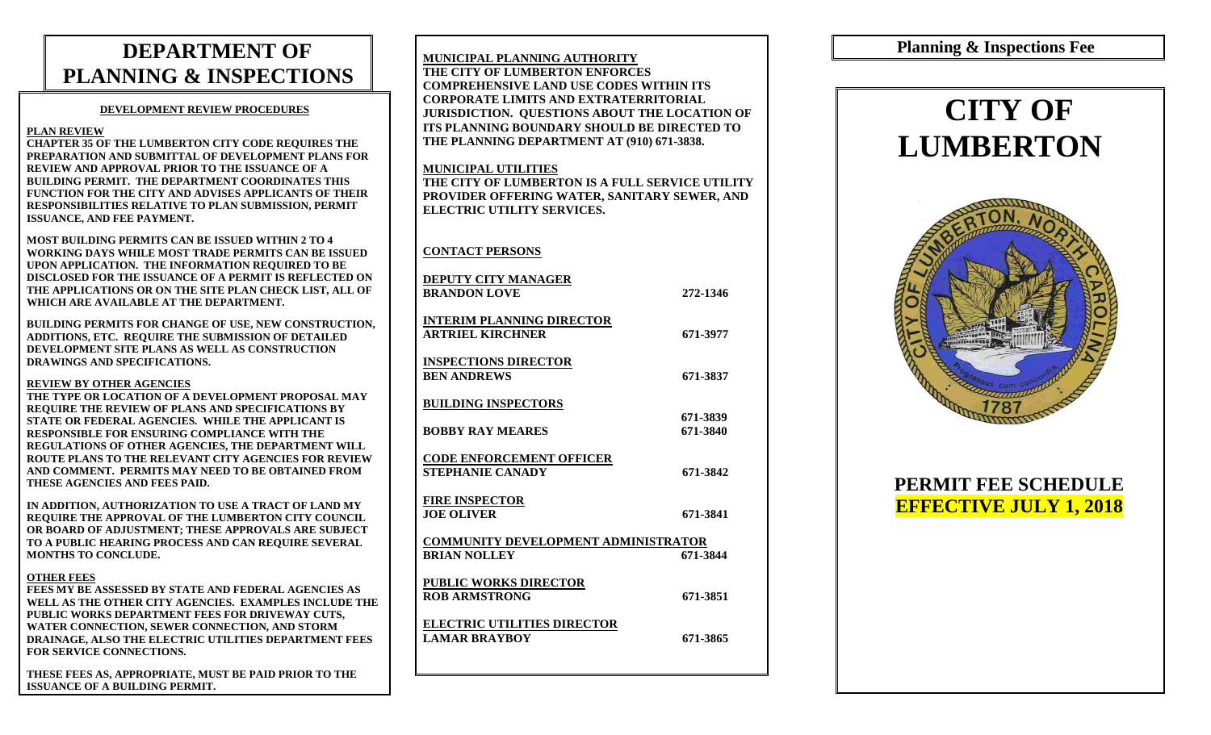# DEPARTMENT OF PLANNING & INSPECTIONS

**DEVELOPMENT REVIEW PROCEDURES**

**PLAN REVIEW**

**CHAPTER 35 OF THE LUMBERTON CITY CODE REQUIRES THE PREPARATION AND SUBMITTAL OF DEVELOPMENT PLANS FOR REVIEW AND APPROVAL PRIOR TO THE ISSUANCE OF A BUILDING PERMIT. THE DEPARTMENT COORDINATES THIS FUNCTION FOR THE CITY AND ADVISES APPLICANTS OF THEIR RESPONSIBILITIES RELATIVE TO PLAN SUBMISSION, PERMIT ISSUANCE, AND FEE PAYMENT.**

**MOST BUILDING PERMITS CAN BE ISSUED WITHIN 2 TO 4 WORKING DAYS WHILE MOST TRADE PERMITS CAN BE ISSUED UPON APPLICATION. THE INFORMATION REQUIRED TO BE DISCLOSED FOR THE ISSUANCE OF A PERMIT IS REFLECTED ON THE APPLICATIONS OR ON THE SITE PLAN CHECK LIST, ALL OF WHICH ARE AVAILABLE AT THE DEPARTMENT.**

**BUILDING PERMITS FOR CHANGE OF USE, NEW CONSTRUCTION, ADDITIONS, ETC. REQUIRE THE SUBMISSION OF DETAILED DEVELOPMENT SITE PLANS AS WELL AS CONSTRUCTION DRAWINGS AND SPECIFICATIONS.**

**REVIEW BY OTHER AGENCIES**

**THE TYPE OR LOCATION OF A DEVELOPMENT PROPOSAL MAY REQUIRE THE REVIEW OF PLANS AND SPECIFICATIONS BY STATE OR FEDERAL AGENCIES. WHILE THE APPLICANT IS RESPONSIBLE FOR ENSURING COMPLIANCE WITH THE REGULATIONS OF OTHER AGENCIES, THE DEPARTMENT WILL ROUTE PLANS TO THE RELEVANT CITY AGENCIES FOR REVIEW AND COMMENT. PERMITS MAY NEED TO BE OBTAINED FROM THESE AGENCIES AND FEES PAID.**

**IN ADDITION, AUTHORIZATION TO USE A TRACT OF LAND MY REQUIRE THE APPROVAL OF THE LUMBERTON CITY COUNCIL OR BOARD OF ADJUSTMENT; THESE APPROVALS ARE SUBJECT TO A PUBLIC HEARING PROCESS AND CAN REQUIRE SEVERAL MONTHS TO CONCLUDE.**

**OTHER FEES**

**FEES MY BE ASSESSED BY STATE AND FEDERAL AGENCIES AS WELL AS THE OTHER CITY AGENCIES. EXAMPLES INCLUDE THE PUBLIC WORKS DEPARTMENT FEES FOR DRIVEWAY CUTS, WATER CONNECTION, SEWER CONNECTION, AND STORM DRAINAGE, ALSO THE ELECTRIC UTILITIES DEPARTMENT FEES FOR SERVICE CONNECTIONS.**

**THESE FEES AS, APPROPRIATE, MUST BE PAID PRIOR TO THE ISSUANCE OF A BUILDING PERMIT.**

**MUNICIPAL PLANNING AUTHORITY**

**THE CITY OF LUMBERTON ENFORCES COMPREHENSIVE LAND USE CODES WITHIN ITS CORPORATE LIMITS AND EXTRATERRITORIAL JURISDICTION. QUESTIONS ABOUT THE LOCATION OF ITS PLANNING BOUNDARY SHOULD BE DIRECTED TO THE PLANNING DEPARTMENT AT (910) 671-3838.**

**MUNICIPAL UTILITIES**

**THE CITY OF LUMBERTON IS A FULL SERVICE UTILITY PROVIDER OFFERING WATER, SANITARY SEWER, AND ELECTRIC UTILITY SERVICES.**

**CONTACT PERSONS**

| | |
|---|---|
| **DEPUTY CITY MANAGER** | |
| **BRANDON LOVE** | **272-1346** |
| **INTERIM PLANNING DIRECTOR** | |
| **ARTRIEL KIRCHNER** | **671-3977** |
| **INSPECTIONS DIRECTOR** | |
| **BEN ANDREWS** | **671-3837** |
| **BUILDING INSPECTORS** | |
| | **671-3839** |
| **BOBBY RAY MEARES** | **671-3840** |
| **CODE ENFORCEMENT OFFICER** | |
| **STEPHANIE CANADY** | **671-3842** |
| **FIRE INSPECTOR** | |
| **JOE OLIVER** | **671-3841** |
| **COMMUNITY DEVELOPMENT ADMINISTRATOR** | |
| **BRIAN NOLLEY** | **671-3844** |
| **PUBLIC WORKS DIRECTOR** | |
| **ROB ARMSTRONG** | **671-3851** |
| **ELECTRIC UTILITIES DIRECTOR** | |
| **LAMAR BRAYBOY** | **671-3865** |

**Planning & Inspections Fee**

# CITY OF LUMBERTON

## PERMIT FEE SCHEDULE
## EFFECTIVE JULY 1, 2018